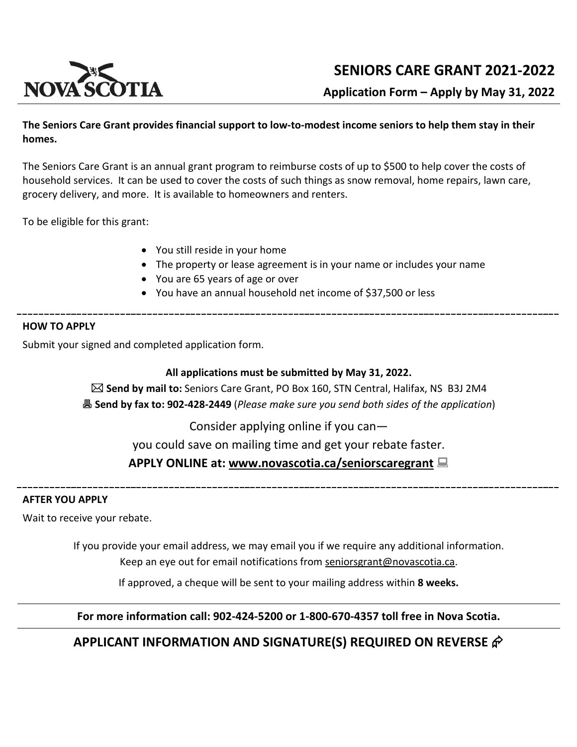NOVA SCOTIA

# SENIORS CARE GRANT 2021-2022

**Application Form – Apply by May 31, 2022**

**The Seniors Care Grant provides financial support to low-to-modest income seniors to help them stay in their homes.**

The Seniors Care Grant is an annual grant program to reimburse costs of up to $500 to help cover the costs of household services. It can be used to cover the costs of such things as snow removal, home repairs, lawn care, grocery delivery, and more. It is available to homeowners and renters.

To be eligible for this grant:

- You still reside in your home
- The property or lease agreement is in your name or includes your name
- You are 65 years of age or over
- You have an annual household net income of $37,500 or less

## HOW TO APPLY

Submit your signed and completed application form.

**All applications must be submitted by May 31, 2022.**

✉ **Send by mail to:** Seniors Care Grant, PO Box 160, STN Central, Halifax, NS B3J 2M4

🖷 **Send by fax to: 902-428-2449** (*Please make sure you send both sides of the application*)

Consider applying online if you can—

you could save on mailing time and get your rebate faster.

**APPLY ONLINE at: www.novascotia.ca/seniorscaregrant** 💻

## AFTER YOU APPLY

Wait to receive your rebate.

If you provide your email address, we may email you if we require any additional information.
Keep an eye out for email notifications from seniorsgrant@novascotia.ca.

If approved, a cheque will be sent to your mailing address within **8 weeks.**

**For more information call: 902-424-5200 or 1-800-670-4357 toll free in Nova Scotia.**

## APPLICANT INFORMATION AND SIGNATURE(S) REQUIRED ON REVERSE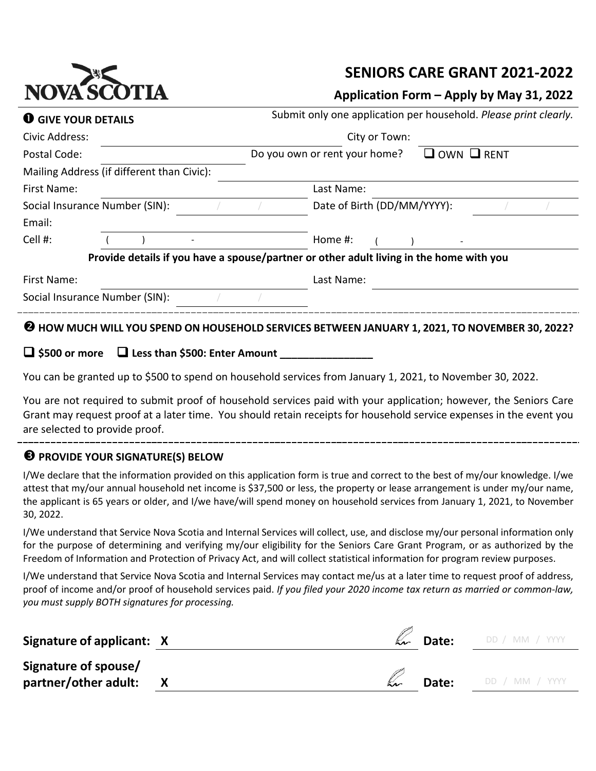NOVA SCOTIA

# SENIORS CARE GRANT 2021-2022

**Application Form – Apply by May 31, 2022**

## ❶ GIVE YOUR DETAILS

Submit only one application per household. *Please print clearly.*

Civic Address: ______________________ City or Town: ______________________

Postal Code: ______________________ Do you own or rent your home? ❑ OWN ❑ RENT

Mailing Address (if different than Civic): ______________________

First Name: ______________________ Last Name: ______________________

Social Insurance Number (SIN): ___ / ___ / ___ Date of Birth (DD/MM/YYYY): ___ / ___ / ___

Email: ______________________

Cell #: ( ) - Home #: ( ) -

**Provide details if you have a spouse/partner or other adult living in the home with you**

First Name: ______________________ Last Name: ______________________

Social Insurance Number (SIN): ___ / ___ / ___

## ❷ HOW MUCH WILL YOU SPEND ON HOUSEHOLD SERVICES BETWEEN JANUARY 1, 2021, TO NOVEMBER 30, 2022?

❑ **$500 or more** ❑ **Less than $500: Enter Amount ________________**

You can be granted up to $500 to spend on household services from January 1, 2021, to November 30, 2022.

You are not required to submit proof of household services paid with your application; however, the Seniors Care Grant may request proof at a later time. You should retain receipts for household service expenses in the event you are selected to provide proof.

## ❸ PROVIDE YOUR SIGNATURE(S) BELOW

I/We declare that the information provided on this application form is true and correct to the best of my/our knowledge. I/we attest that my/our annual household net income is $37,500 or less, the property or lease arrangement is under my/our name, the applicant is 65 years or older, and I/we have/will spend money on household services from January 1, 2021, to November 30, 2022.

I/We understand that Service Nova Scotia and Internal Services will collect, use, and disclose my/our personal information only for the purpose of determining and verifying my/our eligibility for the Seniors Care Grant Program, or as authorized by the Freedom of Information and Protection of Privacy Act, and will collect statistical information for program review purposes.

I/We understand that Service Nova Scotia and Internal Services may contact me/us at a later time to request proof of address, proof of income and/or proof of household services paid. *If you filed your 2020 income tax return as married or common-law, you must supply BOTH signatures for processing.*

**Signature of applicant: X** ______________________ **Date:** DD / MM / YYYY

**Signature of spouse/ partner/other adult: X** ______________________ **Date:** DD / MM / YYYY